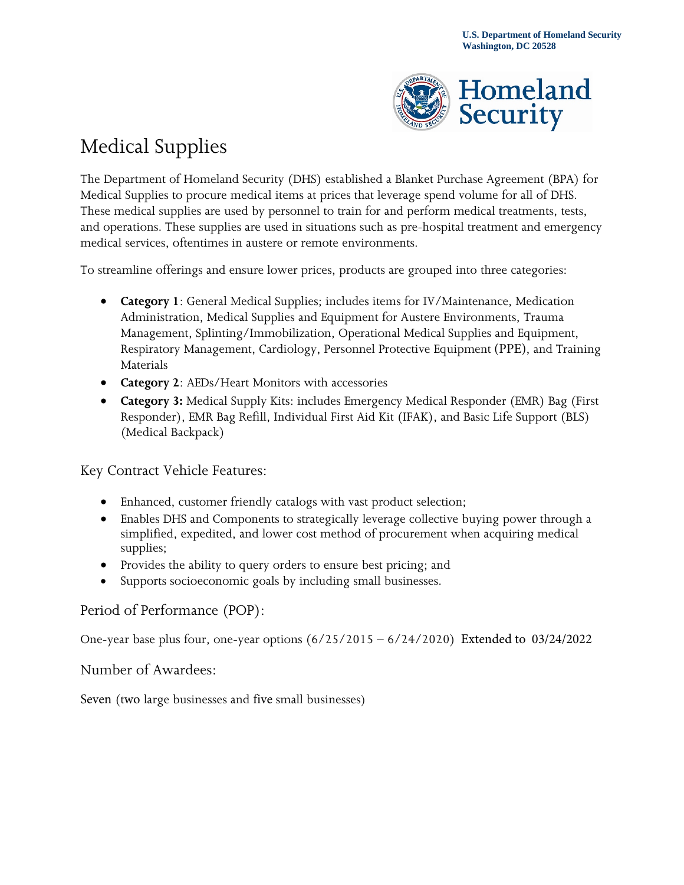U.S. Department of Homeland Security
Washington, DC 20528

# Medical Supplies

The Department of Homeland Security (DHS) established a Blanket Purchase Agreement (BPA) for Medical Supplies to procure medical items at prices that leverage spend volume for all of DHS. These medical supplies are used by personnel to train for and perform medical treatments, tests, and operations. These supplies are used in situations such as pre-hospital treatment and emergency medical services, oftentimes in austere or remote environments.

To streamline offerings and ensure lower prices, products are grouped into three categories:

- **Category 1**: General Medical Supplies; includes items for IV/Maintenance, Medication Administration, Medical Supplies and Equipment for Austere Environments, Trauma Management, Splinting/Immobilization, Operational Medical Supplies and Equipment, Respiratory Management, Cardiology, Personnel Protective Equipment (PPE), and Training Materials
- **Category 2**: AEDs/Heart Monitors with accessories
- **Category 3:** Medical Supply Kits: includes Emergency Medical Responder (EMR) Bag (First Responder), EMR Bag Refill, Individual First Aid Kit (IFAK), and Basic Life Support (BLS) (Medical Backpack)

## Key Contract Vehicle Features:

- Enhanced, customer friendly catalogs with vast product selection;
- Enables DHS and Components to strategically leverage collective buying power through a simplified, expedited, and lower cost method of procurement when acquiring medical supplies;
- Provides the ability to query orders to ensure best pricing; and
- Supports socioeconomic goals by including small businesses.

## Period of Performance (POP):

One-year base plus four, one-year options (6/25/2015 – 6/24/2020) Extended to 03/24/2022

## Number of Awardees:

Seven (two large businesses and five small businesses)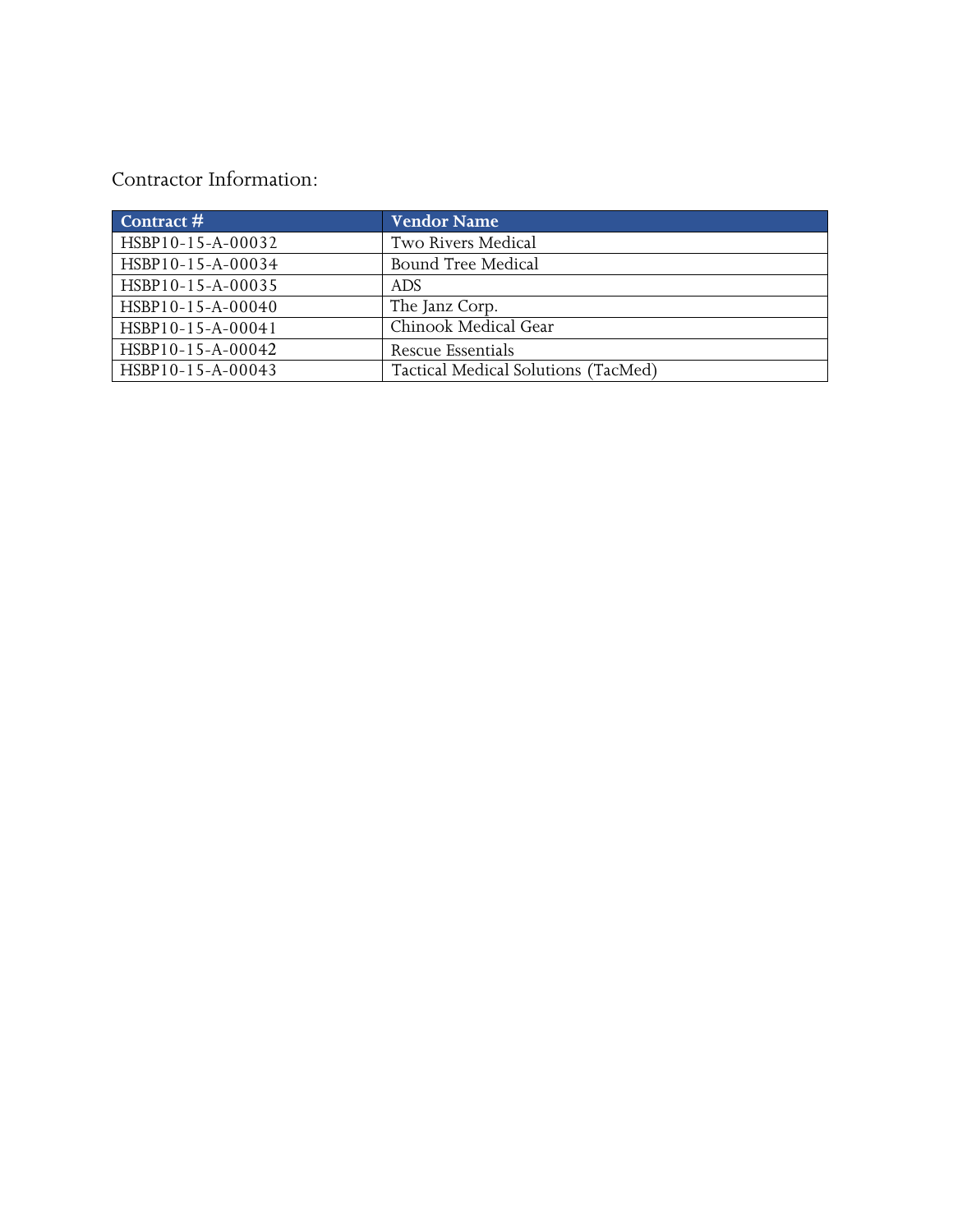Contractor Information:

| Contract # | Vendor Name |
| --- | --- |
| HSBP10-15-A-00032 | Two Rivers Medical |
| HSBP10-15-A-00034 | Bound Tree Medical |
| HSBP10-15-A-00035 | ADS |
| HSBP10-15-A-00040 | The Janz Corp. |
| HSBP10-15-A-00041 | Chinook Medical Gear |
| HSBP10-15-A-00042 | Rescue Essentials |
| HSBP10-15-A-00043 | Tactical Medical Solutions (TacMed) |